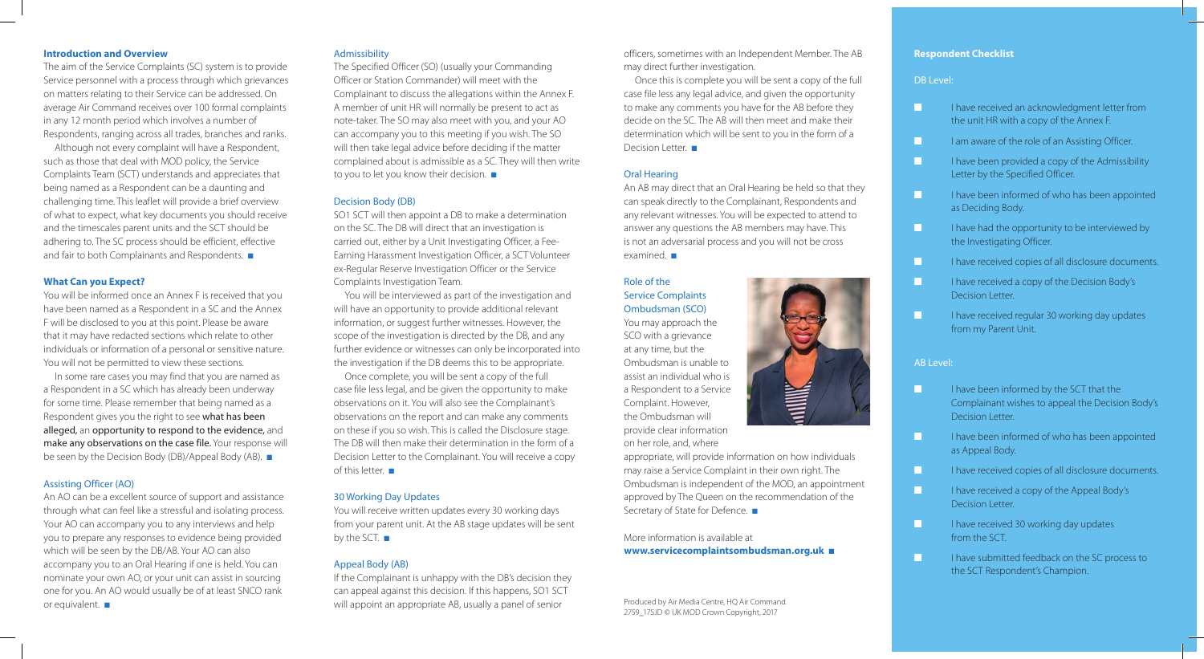## Introduction and Overview

The aim of the Service Complaints (SC) system is to provide Service personnel with a process through which grievances on matters relating to their Service can be addressed. On average Air Command receives over 100 formal complaints in any 12 month period which involves a number of Respondents, ranging across all trades, branches and ranks.

Although not every complaint will have a Respondent, such as those that deal with MOD policy, the Service Complaints Team (SCT) understands and appreciates that being named as a Respondent can be a daunting and challenging time. This leaflet will provide a brief overview of what to expect, what key documents you should receive and the timescales parent units and the SCT should be adhering to. The SC process should be efficient, effective and fair to both Complainants and Respondents. ■

## What Can you Expect?

You will be informed once an Annex F is received that you have been named as a Respondent in a SC and the Annex F will be disclosed to you at this point. Please be aware that it may have redacted sections which relate to other individuals or information of a personal or sensitive nature. You will not be permitted to view these sections.

In some rare cases you may find that you are named as a Respondent in a SC which has already been underway for some time. Please remember that being named as a Respondent gives you the right to see **what has been alleged,** an **opportunity to respond to the evidence,** and **make any observations on the case file.** Your response will be seen by the Decision Body (DB)/Appeal Body (AB). ■

### Assisting Officer (AO)

An AO can be a excellent source of support and assistance through what can feel like a stressful and isolating process. Your AO can accompany you to any interviews and help you to prepare any responses to evidence being provided which will be seen by the DB/AB. Your AO can also accompany you to an Oral Hearing if one is held. You can nominate your own AO, or your unit can assist in sourcing one for you. An AO would usually be of at least SNCO rank or equivalent. ■

### Admissibility

The Specified Officer (SO) (usually your Commanding Officer or Station Commander) will meet with the Complainant to discuss the allegations within the Annex F. A member of unit HR will normally be present to act as note-taker. The SO may also meet with you, and your AO can accompany you to this meeting if you wish. The SO will then take legal advice before deciding if the matter complained about is admissible as a SC. They will then write to you to let you know their decision. ■

### Decision Body (DB)

SO1 SCT will then appoint a DB to make a determination on the SC. The DB will direct that an investigation is carried out, either by a Unit Investigating Officer, a Fee-Earning Harassment Investigation Officer, a SCT Volunteer ex-Regular Reserve Investigation Officer or the Service Complaints Investigation Team.

You will be interviewed as part of the investigation and will have an opportunity to provide additional relevant information, or suggest further witnesses. However, the scope of the investigation is directed by the DB, and any further evidence or witnesses can only be incorporated into the investigation if the DB deems this to be appropriate.

Once complete, you will be sent a copy of the full case file less legal, and be given the opportunity to make observations on it. You will also see the Complainant's observations on the report and can make any comments on these if you so wish. This is called the Disclosure stage. The DB will then make their determination in the form of a Decision Letter to the Complainant. You will receive a copy of this letter. ■

### 30 Working Day Updates

You will receive written updates every 30 working days from your parent unit. At the AB stage updates will be sent by the SCT. ■

### Appeal Body (AB)

If the Complainant is unhappy with the DB's decision they can appeal against this decision. If this happens, SO1 SCT will appoint an appropriate AB, usually a panel of senior officers, sometimes with an Independent Member. The AB may direct further investigation.

Once this is complete you will be sent a copy of the full case file less any legal advice, and given the opportunity to make any comments you have for the AB before they decide on the SC. The AB will then meet and make their determination which will be sent to you in the form of a Decision Letter. ■

### Oral Hearing

An AB may direct that an Oral Hearing be held so that they can speak directly to the Complainant, Respondents and any relevant witnesses. You will be expected to attend to answer any questions the AB members may have. This is not an adversarial process and you will not be cross examined. ■

### Role of the Service Complaints Ombudsman (SCO)

You may approach the SCO with a grievance at any time, but the Ombudsman is unable to assist an individual who is a Respondent to a Service Complaint. However, the Ombudsman will provide clear information on her role, and, where appropriate, will provide information on how individuals may raise a Service Complaint in their own right. The Ombudsman is independent of the MOD, an appointment approved by The Queen on the recommendation of the Secretary of State for Defence. ■

More information is available at **www.servicecomplaintsombudsman.org.uk** ■

Produced by Air Media Centre, HQ Air Command.
2759_17SJD © UK MOD Crown Copyright, 2017

## Respondent Checklist

### DB Level:

- ☐ I have received an acknowledgment letter from the unit HR with a copy of the Annex F.
- ☐ I am aware of the role of an Assisting Officer.
- ☐ I have been provided a copy of the Admissibility Letter by the Specified Officer.
- ☐ I have been informed of who has been appointed as Deciding Body.
- ☐ I have had the opportunity to be interviewed by the Investigating Officer.
- ☐ I have received copies of all disclosure documents.
- ☐ I have received a copy of the Decision Body's Decision Letter.
- ☐ I have received regular 30 working day updates from my Parent Unit.

### AB Level:

- ☐ I have been informed by the SCT that the Complainant wishes to appeal the Decision Body's Decision Letter.
- ☐ I have been informed of who has been appointed as Appeal Body.
- ☐ I have received copies of all disclosure documents.
- ☐ I have received a copy of the Appeal Body's Decision Letter.
- ☐ I have received 30 working day updates from the SCT.
- ☐ I have submitted feedback on the SC process to the SCT Respondent's Champion.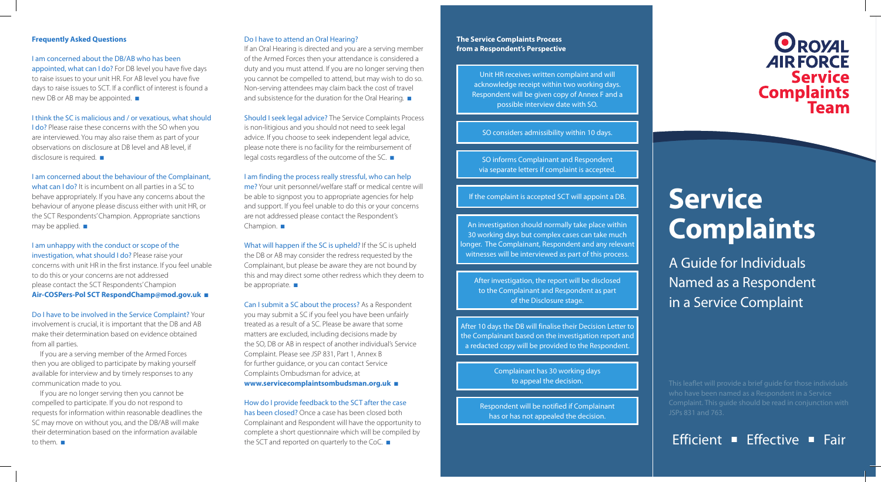## Frequently Asked Questions

**I am concerned about the DB/AB who has been appointed, what can I do?** For DB level you have five days to raise issues to your unit HR. For AB level you have five days to raise issues to SCT. If a conflict of interest is found a new DB or AB may be appointed. ■

**I think the SC is malicious and / or vexatious, what should I do?** Please raise these concerns with the SO when you are interviewed. You may also raise them as part of your observations on disclosure at DB level and AB level, if disclosure is required. ■

**I am concerned about the behaviour of the Complainant, what can I do?** It is incumbent on all parties in a SC to behave appropriately. If you have any concerns about the behaviour of anyone please discuss either with unit HR, or the SCT Respondents' Champion. Appropriate sanctions may be applied. ■

**I am unhappy with the conduct or scope of the investigation, what should I do?** Please raise your concerns with unit HR in the first instance. If you feel unable to do this or your concerns are not addressed please contact the SCT Respondents' Champion **Air-COSPers-Pol SCT RespondChamp@mod.gov.uk** ■

**Do I have to be involved in the Service Complaint?** Your involvement is crucial, it is important that the DB and AB make their determination based on evidence obtained from all parties.

If you are a serving member of the Armed Forces then you are obliged to participate by making yourself available for interview and by timely responses to any communication made to you.

If you are no longer serving then you cannot be compelled to participate. If you do not respond to requests for information within reasonable deadlines the SC may move on without you, and the DB/AB will make their determination based on the information available to them. ■

**Do I have to attend an Oral Hearing?** If an Oral Hearing is directed and you are a serving member of the Armed Forces then your attendance is considered a duty and you must attend. If you are no longer serving then you cannot be compelled to attend, but may wish to do so. Non-serving attendees may claim back the cost of travel and subsistence for the duration for the Oral Hearing. ■

**Should I seek legal advice?** The Service Complaints Process is non-litigious and you should not need to seek legal advice, if you choose to seek independent legal advice, please note there is no facility for the reimbursement of legal costs regardless of the outcome of the SC. ■

**I am finding the process really stressful, who can help me?** Your unit personnel/welfare staff or medical centre will be able to signpost you to appropriate agencies for help and support. If you feel unable to do this or your concerns are not addressed please contact the Respondent's Champion. ■

**What will happen if the SC is upheld?** If the SC is upheld the DB or AB may consider the redress requested by the Complainant, but please be aware they are not bound by this and may direct some other redress which they deem to be appropriate. ■

**Can I submit a SC about the process?** As a Respondent you may submit a SC if you feel you have been unfairly treated as a result of a SC. Please be aware that some matters are excluded, including decisions made by the SO, DB or AB in respect of another individual's Service Complaint. Please see JSP 831, Part 1, Annex B for further guidance, or you can contact Service Complaints Ombudsman for advice, at **www.servicecomplaintsombudsman.org.uk** ■

**How do I provide feedback to the SCT after the case has been closed?** Once a case has been closed both Complainant and Respondent will have the opportunity to complete a short questionnaire which will be compiled by the SCT and reported on quarterly to the CoC. ■

## The Service Complaints Process from a Respondent's Perspective

Unit HR receives written complaint and will acknowledge receipt within two working days. Respondent will be given copy of Annex F and a possible interview date with SO.

SO considers admissibility within 10 days.

SO informs Complainant and Respondent via separate letters if complaint is accepted.

If the complaint is accepted SCT will appoint a DB.

An investigation should normally take place within 30 working days but complex cases can take much longer. The Complainant, Respondent and any relevant witnesses will be interviewed as part of this process.

After investigation, the report will be disclosed to the Complainant and Respondent as part of the Disclosure stage.

After 10 days the DB will finalise their Decision Letter to the Complainant based on the investigation report and a redacted copy will be provided to the Respondent.

Complainant has 30 working days to appeal the decision.

Respondent will be notified if Complainant has or has not appealed the decision.

ROYAL AIR FORCE
Service Complaints Team

# Service Complaints

## A Guide for Individuals Named as a Respondent in a Service Complaint

This leaflet will provide a brief guide for those individuals who have been named as a Respondent in a Service Complaint. This guide should be read in conjunction with JSPs 831 and 763.

Efficient ■ Effective ■ Fair